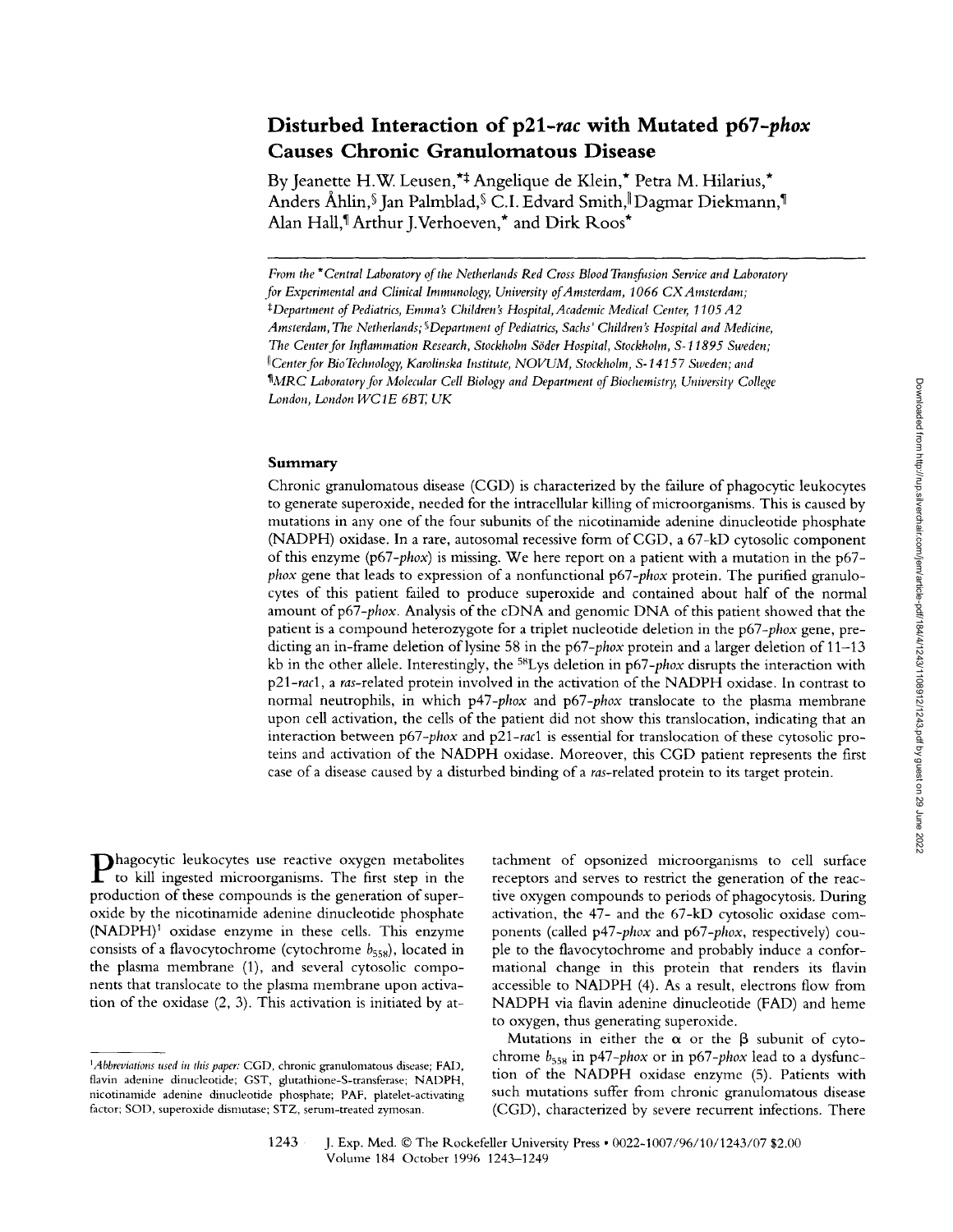# Disturbed Interaction of p21-*rac* with Mutated p67-*phox* Causes Chronic Granulomatous Disease

By Jeanette H.W. Leusen,*‡ Angelique de Klein,* Petra M. Hilarius,* Anders Åhlin,§ Jan Palmblad,§ C.I. Edvard Smith,‖ Dagmar Diekmann,¶ Alan Hall,¶ Arthur J. Verhoeven,* and Dirk Roos*

*From the \*Central Laboratory of the Netherlands Red Cross Blood Transfusion Service and Laboratory for Experimental and Clinical Immunology, University of Amsterdam, 1066 CX Amsterdam; ‡Department of Pediatrics, Emma's Children's Hospital, Academic Medical Center, 1105 AZ Amsterdam, The Netherlands; §Department of Pediatrics, Sachs' Children's Hospital and Medicine, The Center for Inflammation Research, Stockholm Söder Hospital, Stockholm, S-11895 Sweden; ‖Center for BioTechnology, Karolinska Institute, NOVUM, Stockholm, S-14157 Sweden; and ¶MRC Laboratory for Molecular Cell Biology and Department of Biochemistry, University College London, London WC1E 6BT, UK*

## Summary

Chronic granulomatous disease (CGD) is characterized by the failure of phagocytic leukocytes to generate superoxide, needed for the intracellular killing of microorganisms. This is caused by mutations in any one of the four subunits of the nicotinamide adenine dinucleotide phosphate (NADPH) oxidase. In a rare, autosomal recessive form of CGD, a 67-kD cytosolic component of this enzyme (p67-*phox*) is missing. We here report on a patient with a mutation in the p67-*phox* gene that leads to expression of a nonfunctional p67-*phox* protein. The purified granulocytes of this patient failed to produce superoxide and contained about half of the normal amount of p67-*phox*. Analysis of the cDNA and genomic DNA of this patient showed that the patient is a compound heterozygote for a triplet nucleotide deletion in the p67-*phox* gene, predicting an in-frame deletion of lysine 58 in the p67-*phox* protein and a larger deletion of 11–13 kb in the other allele. Interestingly, the $^{58}$Lys deletion in p67-*phox* disrupts the interaction with p21-*rac*1, a *ras*-related protein involved in the activation of the NADPH oxidase. In contrast to normal neutrophils, in which p47-*phox* and p67-*phox* translocate to the plasma membrane upon cell activation, the cells of the patient did not show this translocation, indicating that an interaction between p67-*phox* and p21-*rac*1 is essential for translocation of these cytosolic proteins and activation of the NADPH oxidase. Moreover, this CGD patient represents the first case of a disease caused by a disturbed binding of a *ras*-related protein to its target protein.

Phagocytic leukocytes use reactive oxygen metabolites to kill ingested microorganisms. The first step in the production of these compounds is the generation of superoxide by the nicotinamide adenine dinucleotide phosphate (NADPH)[1] oxidase enzyme in these cells. This enzyme consists of a flavocytochrome (cytochrome $b_{558}$), located in the plasma membrane (1), and several cytosolic components that translocate to the plasma membrane upon activation of the oxidase (2, 3). This activation is initiated by attachment of opsonized microorganisms to cell surface receptors and serves to restrict the generation of the reactive oxygen compounds to periods of phagocytosis. During activation, the 47- and the 67-kD cytosolic oxidase components (called p47-*phox* and p67-*phox*, respectively) couple to the flavocytochrome and probably induce a conformational change in this protein that renders its flavin accessible to NADPH (4). As a result, electrons flow from NADPH via flavin adenine dinucleotide (FAD) and heme to oxygen, thus generating superoxide.

Mutations in either the α or the β subunit of cytochrome $b_{558}$ in p47-*phox* or in p67-*phox* lead to a dysfunction of the NADPH oxidase enzyme (5). Patients with such mutations suffer from chronic granulomatous disease (CGD), characterized by severe recurrent infections. There

[1] *Abbreviations used in this paper:* CGD, chronic granulomatous disease; FAD, flavin adenine dinucleotide; GST, glutathione-S-transferase; NADPH, nicotinamide adenine dinucleotide phosphate; PAF, platelet-activating factor; SOD, superoxide dismutase; STZ, serum-treated zymosan.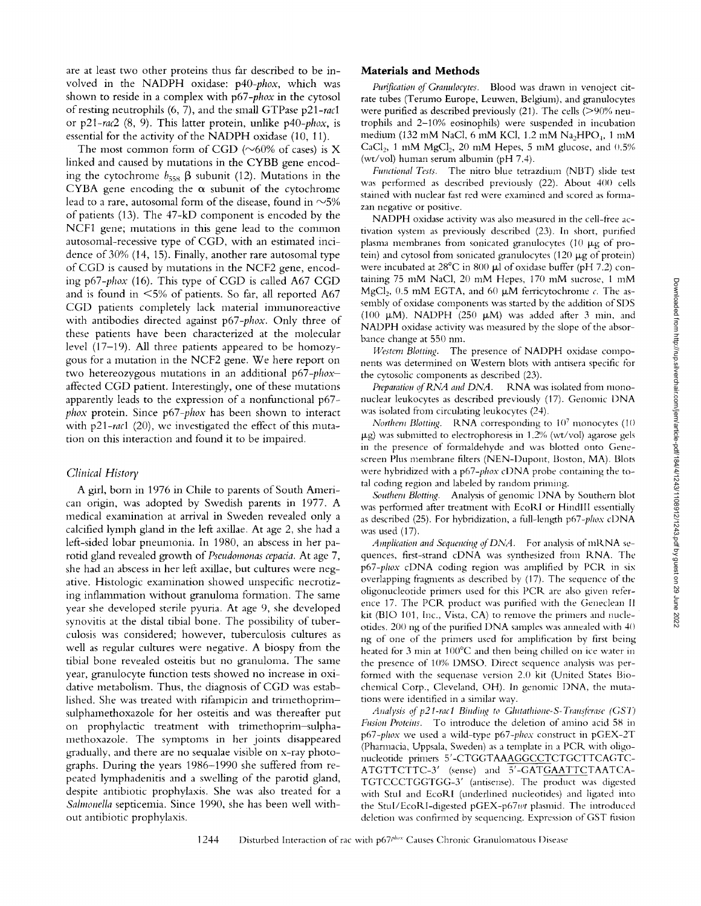are at least two other proteins thus far described to be involved in the NADPH oxidase: p40-*phox*, which was shown to reside in a complex with p67-*phox* in the cytosol of resting neutrophils (6, 7), and the small GTPase p21-*rac*1 or p21-*rac*2 (8, 9). This latter protein, unlike p40-*phox*, is essential for the activity of the NADPH oxidase (10, 11).

The most common form of CGD (~60% of cases) is X linked and caused by mutations in the CYBB gene encoding the cytochrome $b_{558}$ β subunit (12). Mutations in the CYBA gene encoding the α subunit of the cytochrome lead to a rare, autosomal form of the disease, found in ~5% of patients (13). The 47-kD component is encoded by the NCF1 gene; mutations in this gene lead to the common autosomal-recessive type of CGD, with an estimated incidence of 30% (14, 15). Finally, another rare autosomal type of CGD is caused by mutations in the NCF2 gene, encoding p67-*phox* (16). This type of CGD is called A67 CGD and is found in <5% of patients. So far, all reported A67 CGD patients completely lack material immunoreactive with antibodies directed against p67-*phox*. Only three of these patients have been characterized at the molecular level (17–19). All three patients appeared to be homozygous for a mutation in the NCF2 gene. We here report on two hetereozygous mutations in an additional p67-*phox*–affected CGD patient. Interestingly, one of these mutations apparently leads to the expression of a nonfunctional p67-*phox* protein. Since p67-*phox* has been shown to interact with p21-*rac*1 (20), we investigated the effect of this mutation on this interaction and found it to be impaired.

### Clinical History

A girl, born in 1976 in Chile to parents of South American origin, was adopted by Swedish parents in 1977. A medical examination at arrival in Sweden revealed only a calcified lymph gland in the left axillae. At age 2, she had a left-sided lobar pneumonia. In 1980, an abscess in her parotid gland revealed growth of *Pseudomonas cepacia*. At age 7, she had an abscess in her left axillae, but cultures were negative. Histologic examination showed unspecific necrotizing inflammation without granuloma formation. The same year she developed sterile pyuria. At age 9, she developed synovitis at the distal tibial bone. The possibility of tuberculosis was considered; however, tuberculosis cultures as well as regular cultures were negative. A biospy from the tibial bone revealed osteitis but no granuloma. The same year, granulocyte function tests showed no increase in oxidative metabolism. Thus, the diagnosis of CGD was established. She was treated with rifampicin and trimethoprim–sulphamethoxazole for her osteitis and was thereafter put on prophylactic treatment with trimethoprim–sulphamethoxazole. The symptoms in her joints disappeared gradually, and there are no sequalae visible on x-ray photographs. During the years 1986–1990 she suffered from repeated lymphadenitis and a swelling of the parotid gland, despite antibiotic prophylaxis. She was also treated for a *Salmonella* septicemia. Since 1990, she has been well without antibiotic prophylaxis.

## Materials and Methods

*Purification of Granulocytes.* Blood was drawn in venoject citrate tubes (Terumo Europe, Leuwen, Belgium), and granulocytes were purified as described previously (21). The cells (>90% neutrophils and 2–10% eosinophils) were suspended in incubation medium (132 mM NaCl, 6 mM KCl, 1.2 mM $Na_2HPO_4$, 1 mM $CaCl_2$, 1 mM $MgCl_2$, 20 mM Hepes, 5 mM glucose, and 0.5% (wt/vol) human serum albumin (pH 7.4).

*Functional Tests.* The nitro blue tetrazdium (NBT) slide test was performed as described previously (22). About 400 cells stained with nuclear fast red were examined and scored as formazan negative or positive.

NADPH oxidase activity was also measured in the cell-free activation system as previously described (23). In short, purified plasma membranes from sonicated granulocytes (10 μg of protein) and cytosol from sonicated granulocytes (120 μg of protein) were incubated at 28°C in 800 μl of oxidase buffer (pH 7.2) containing 75 mM NaCl, 20 mM Hepes, 170 mM sucrose, 1 mM $MgCl_2$, 0.5 mM EGTA, and 60 μM ferricytochrome *c*. The assembly of oxidase components was started by the addition of SDS (100 μM). NADPH (250 μM) was added after 3 min, and NADPH oxidase activity was measured by the slope of the absorbance change at 550 nm.

*Western Blotting.* The presence of NADPH oxidase components was determined on Western blots with antisera specific for the cytosolic components as described (23).

*Preparation of RNA and DNA.* RNA was isolated from mononuclear leukocytes as described previously (17). Genomic DNA was isolated from circulating leukocytes (24).

*Northern Blotting.* RNA corresponding to $10^7$ monocytes (10 μg) was submitted to electrophoresis in 1.2% (wt/vol) agarose gels in the presence of formaldehyde and was blotted onto Genescreen Plus membrane filters (NEN-Dupont, Boston, MA). Blots were hybridized with a p67-*phox* cDNA probe containing the total coding region and labeled by random priming.

*Southern Blotting.* Analysis of genomic DNA by Southern blot was performed after treatment with EcoRI or HindIII essentially as described (25). For hybridization, a full-length p67-*phox* cDNA was used (17).

*Amplification and Sequencing of DNA.* For analysis of mRNA sequences, first-strand cDNA was synthesized from RNA. The p67-*phox* cDNA coding region was amplified by PCR in six overlapping fragments as described by (17). The sequence of the oligonucleotide primers used for this PCR are also given reference 17. The PCR product was purified with the Geneclean II kit (BIO 101, Inc., Vista, CA) to remove the primers and nucleotides. 200 ng of the purified DNA samples was annealed with 40 ng of one of the primers used for amplification by first being heated for 3 min at 100°C and then being chilled on ice water in the presence of 10% DMSO. Direct sequence analysis was performed with the sequenase version 2.0 kit (United States Biochemical Corp., Cleveland, OH). In genomic DNA, the mutations were identified in a similar way.

*Analysis of p21-rac1 Binding to Glutathione-S-Transferase (GST) Fusion Proteins.* To introduce the deletion of amino acid 58 in p67-*phox* we used a wild-type p67-*phox* construct in pGEX-2T (Pharmacia, Uppsala, Sweden) as a template in a PCR with oligonucleotide primers 5′-CTGGTAAAGGCCTCTGCTTCAGTCATGTTCTTC-3′ (sense) and 5′-GATGAATTCTAATCATGTCCCTGGTGG-3′ (antisense). The product was digested with StuI and EcoRI (underlined nucleotides) and ligated into the StuI/EcoRI-digested pGEX-p67*wt* plasmid. The introduced deletion was confirmed by sequencing. Expression of GST fusion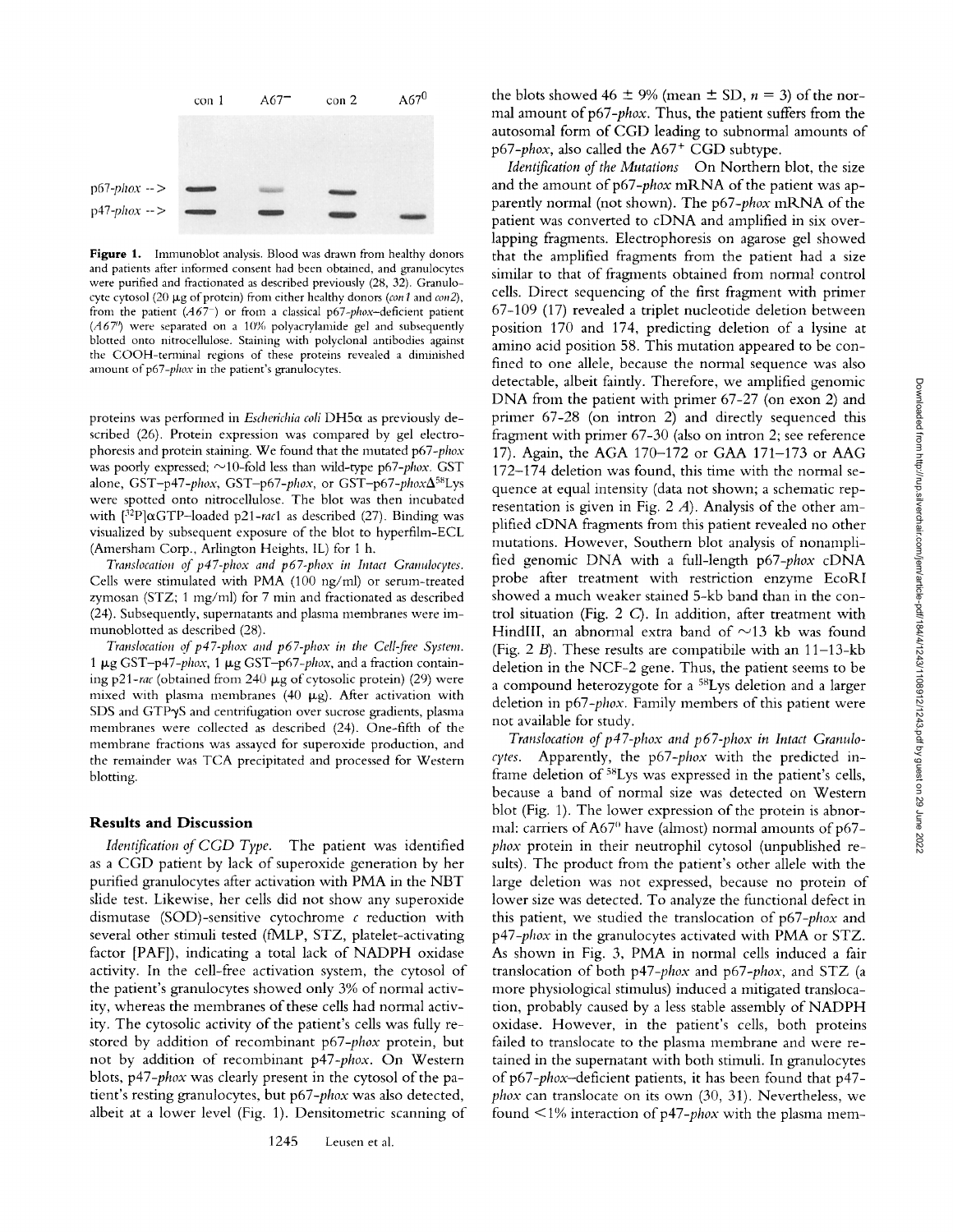con 1 A67⁻ con 2 A67⁰

p67-*phox* -->
p47-*phox* -->

**Figure 1.** Immunoblot analysis. Blood was drawn from healthy donors and patients after informed consent had been obtained, and granulocytes were purified and fractionated as described previously (28, 32). Granulocyte cytosol (20 μg of protein) from either healthy donors (*con1* and *con2*), from the patient (*A67⁻*) or from a classical p67-*phox*–deficient patient (*A67⁰*) were separated on a 10% polyacrylamide gel and subsequently blotted onto nitrocellulose. Staining with polyclonal antibodies against the COOH-terminal regions of these proteins revealed a diminished amount of p67-*phox* in the patient's granulocytes.

proteins was performed in *Escherichia coli* DH5α as previously described (26). Protein expression was compared by gel electrophoresis and protein staining. We found that the mutated p67-*phox* was poorly expressed; ~10-fold less than wild-type p67-*phox*. GST alone, GST–p47-*phox*, GST–p67-*phox*, or GST–p67-*phox*Δ$^{58}$Lys were spotted onto nitrocellulose. The blot was then incubated with [$^{32}$P]αGTP–loaded p21-*rac*1 as described (27). Binding was visualized by subsequent exposure of the blot to hyperfilm-ECL (Amersham Corp., Arlington Heights, IL) for 1 h.

*Translocation of p47-phox and p67-phox in Intact Granulocytes.* Cells were stimulated with PMA (100 ng/ml) or serum-treated zymosan (STZ; 1 mg/ml) for 7 min and fractionated as described (24). Subsequently, supernatants and plasma membranes were immunoblotted as described (28).

*Translocation of p47-phox and p67-phox in the Cell-free System.* 1 μg GST–p47-*phox*, 1 μg GST–p67-*phox*, and a fraction containing p21-*rac* (obtained from 240 μg of cytosolic protein) (29) were mixed with plasma membranes (40 μg). After activation with SDS and GTPγS and centrifugation over sucrose gradients, plasma membranes were collected as described (24). One-fifth of the membrane fractions was assayed for superoxide production, and the remainder was TCA precipitated and processed for Western blotting.

## Results and Discussion

*Identification of CGD Type.* The patient was identified as a CGD patient by lack of superoxide generation by her purified granulocytes after activation with PMA in the NBT slide test. Likewise, her cells did not show any superoxide dismutase (SOD)-sensitive cytochrome *c* reduction with several other stimuli tested (fMLP, STZ, platelet-activating factor [PAF]), indicating a total lack of NADPH oxidase activity. In the cell-free activation system, the cytosol of the patient's granulocytes showed only 3% of normal activity, whereas the membranes of these cells had normal activity. The cytosolic activity of the patient's cells was fully restored by addition of recombinant p67-*phox* protein, but not by addition of recombinant p47-*phox*. On Western blots, p47-*phox* was clearly present in the cytosol of the patient's resting granulocytes, but p67-*phox* was also detected, albeit at a lower level (Fig. 1). Densitometric scanning of the blots showed 46 ± 9% (mean ± SD, $n = 3$) of the normal amount of p67-*phox*. Thus, the patient suffers from the autosomal form of CGD leading to subnormal amounts of p67-*phox*, also called the A67$^{+}$ CGD subtype.

*Identification of the Mutations* On Northern blot, the size and the amount of p67-*phox* mRNA of the patient was apparently normal (not shown). The p67-*phox* mRNA of the patient was converted to cDNA and amplified in six overlapping fragments. Electrophoresis on agarose gel showed that the amplified fragments from the patient had a size similar to that of fragments obtained from normal control cells. Direct sequencing of the first fragment with primer 67-109 (17) revealed a triplet nucleotide deletion between position 170 and 174, predicting deletion of a lysine at amino acid position 58. This mutation appeared to be confined to one allele, because the normal sequence was also detectable, albeit faintly. Therefore, we amplified genomic DNA from the patient with primer 67-27 (on exon 2) and primer 67-28 (on intron 2) and directly sequenced this fragment with primer 67-30 (also on intron 2; see reference 17). Again, the AGA 170–172 or GAA 171–173 or AAG 172–174 deletion was found, this time with the normal sequence at equal intensity (data not shown; a schematic representation is given in Fig. 2 *A*). Analysis of the other amplified cDNA fragments from this patient revealed no other mutations. However, Southern blot analysis of nonamplified genomic DNA with a full-length p67-*phox* cDNA probe after treatment with restriction enzyme EcoRI showed a much weaker stained 5-kb band than in the control situation (Fig. 2 *C*). In addition, after treatment with HindIII, an abnormal extra band of ~13 kb was found (Fig. 2 *B*). These results are compatibile with an 11–13-kb deletion in the NCF-2 gene. Thus, the patient seems to be a compound heterozygote for a $^{58}$Lys deletion and a larger deletion in p67-*phox*. Family members of this patient were not available for study.

*Translocation of p47-phox and p67-phox in Intact Granulocytes.* Apparently, the p67-*phox* with the predicted in-frame deletion of $^{58}$Lys was expressed in the patient's cells, because a band of normal size was detected on Western blot (Fig. 1). The lower expression of the protein is abnormal: carriers of A67$^{0}$ have (almost) normal amounts of p67-*phox* protein in their neutrophil cytosol (unpublished results). The product from the patient's other allele with the large deletion was not expressed, because no protein of lower size was detected. To analyze the functional defect in this patient, we studied the translocation of p67-*phox* and p47-*phox* in the granulocytes activated with PMA or STZ. As shown in Fig. 3, PMA in normal cells induced a fair translocation of both p47-*phox* and p67-*phox*, and STZ (a more physiological stimulus) induced a mitigated translocation, probably caused by a less stable assembly of NADPH oxidase. However, in the patient's cells, both proteins failed to translocate to the plasma membrane and were retained in the supernatant with both stimuli. In granulocytes of p67-*phox*–deficient patients, it has been found that p47-*phox* can translocate on its own (30, 31). Nevertheless, we found <1% interaction of p47-*phox* with the plasma mem-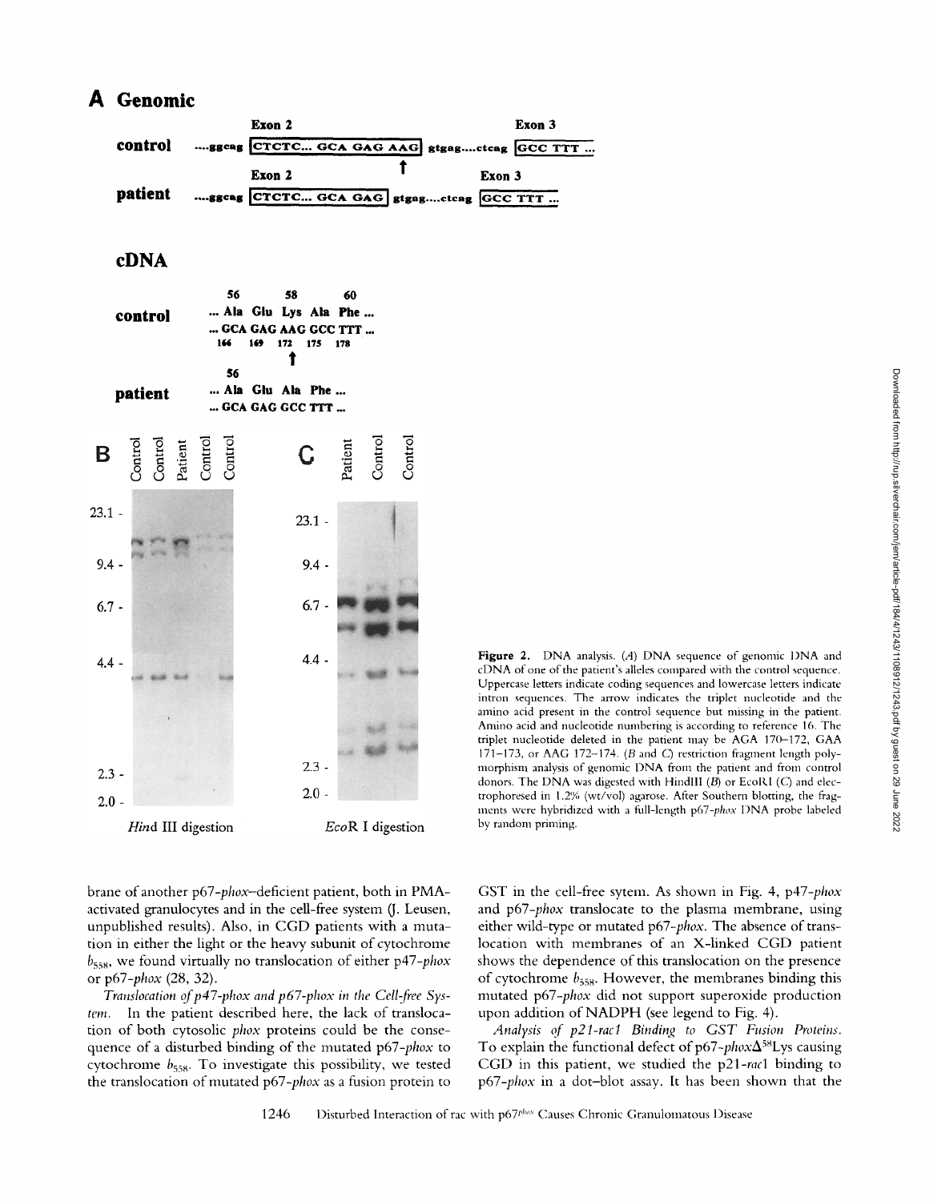**A Genomic**

control ....ggcag CTCTC... GCA GAG AAG gtgag....ctcag GCC TTT ...

patient ....ggcag CTCTC... GCA GAG gtgag....ctcag GCC TTT ...

**cDNA**

control ... Ala Glu Lys Ala Phe ...
... GCA GAG AAG GCC TTT ...

patient ... Ala Glu Ala Phe ...
... GCA GAG GCC TTT ...

**Figure 2.** DNA analysis. (*A*) DNA sequence of genomic DNA and cDNA of one of the patient's alleles compared with the control sequence. Uppercase letters indicate coding sequences and lowercase letters indicate intron sequences. The arrow indicates the triplet nucleotide and the amino acid present in the control sequence but missing in the patient. Amino acid and nucleotide numbering is according to reference 16. The triplet nucleotide deleted in the patient may be AGA 170–172, GAA 171–173, or AAG 172–174. (*B* and *C*) restriction fragment length polymorphism analysis of genomic DNA from the patient and from control donors. The DNA was digested with HindIII (*B*) or EcoRI (*C*) and electrophoresed in 1.2% (wt/vol) agarose. After Southern blotting, the fragments were hybridized with a full-length p67-*phox* DNA probe labeled by random priming.

brane of another p67-*phox*–deficient patient, both in PMA-activated granulocytes and in the cell-free system (J. Leusen, unpublished results). Also, in CGD patients with a mutation in either the light or the heavy subunit of cytochrome $b_{558}$, we found virtually no translocation of either p47-*phox* or p67-*phox* (28, 32).

*Translocation of p47-phox and p67-phox in the Cell-free System.* In the patient described here, the lack of translocation of both cytosolic *phox* proteins could be the consequence of a disturbed binding of the mutated p67-*phox* to cytochrome $b_{558}$. To investigate this possibility, we tested the translocation of mutated p67-*phox* as a fusion protein to GST in the cell-free sytem. As shown in Fig. 4, p47-*phox* and p67-*phox* translocate to the plasma membrane, using either wild-type or mutated p67-*phox*. The absence of translocation with membranes of an X-linked CGD patient shows the dependence of this translocation on the presence of cytochrome $b_{558}$. However, the membranes binding this mutated p67-*phox* did not support superoxide production upon addition of NADPH (see legend to Fig. 4).

*Analysis of p21-rac1 Binding to GST Fusion Proteins.* To explain the functional defect of p67-*phox*$\Delta^{58}$Lys causing CGD in this patient, we studied the p21-*rac*1 binding to p67-*phox* in a dot–blot assay. It has been shown that the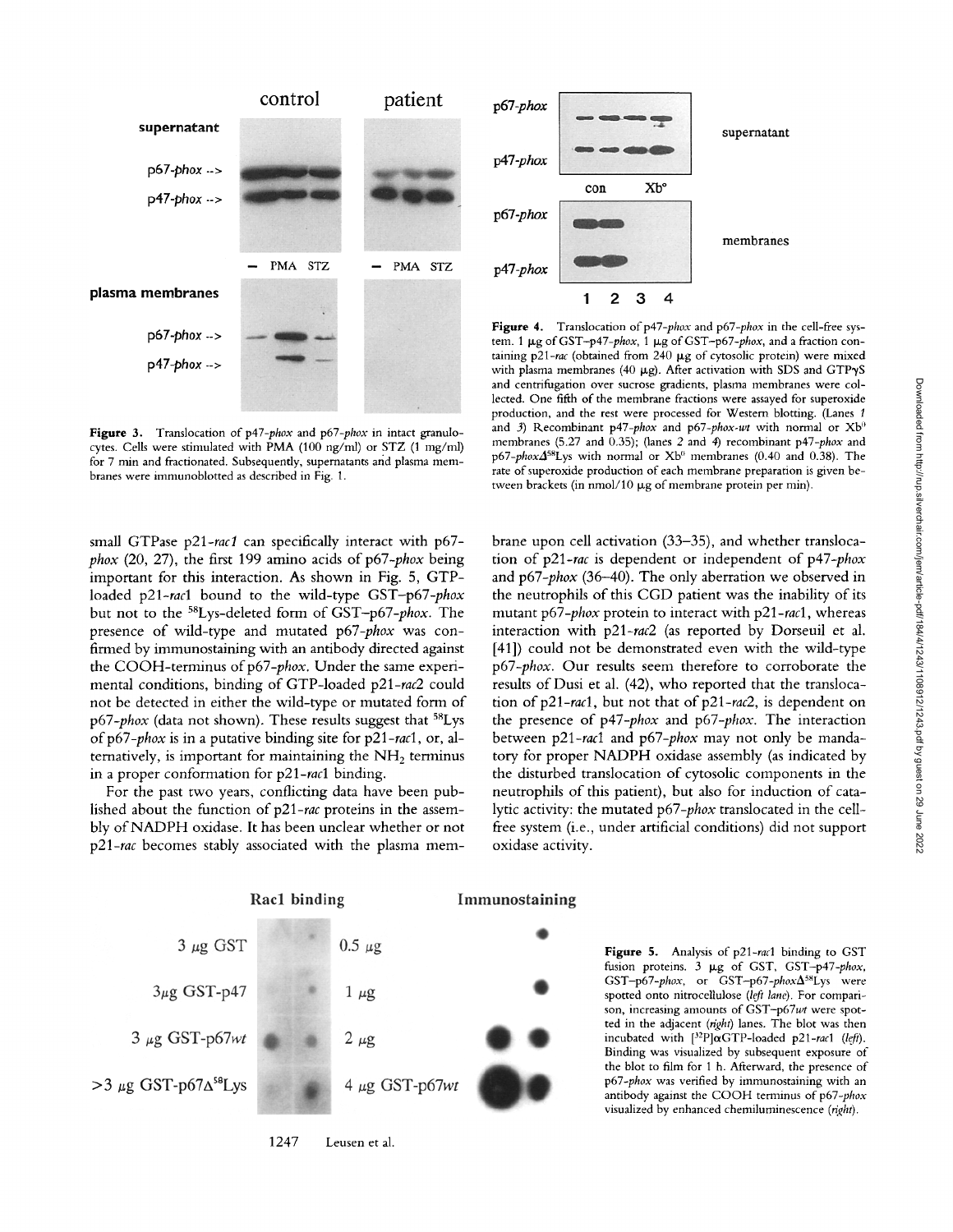**Figure 3.** Translocation of p47-*phox* and p67-*phox* in intact granulocytes. Cells were stimulated with PMA (100 ng/ml) or STZ (1 mg/ml) for 7 min and fractionated. Subsequently, supernatants and plasma membranes were immunoblotted as described in Fig. 1.

**Figure 4.** Translocation of p47-*phox* and p67-*phox* in the cell-free system. 1 μg of GST–p47-*phox*, 1 μg of GST–p67-*phox*, and a fraction containing p21-*rac* (obtained from 240 μg of cytosolic protein) were mixed with plasma membranes (40 μg). After activation with SDS and GTPγS and centrifugation over sucrose gradients, plasma membranes were collected. One fifth of the membrane fractions were assayed for superoxide production, and the rest were processed for Western blotting. (Lanes *1* and *3*) Recombinant p47-*phox* and p67-*phox-wt* with normal or Xb[0] membranes (5.27 and 0.35); (lanes *2* and *4*) recombinant p47-*phox* and p67-*phox*Δ[58]Lys with normal or Xb[0] membranes (0.40 and 0.38). The rate of superoxide production of each membrane preparation is given between brackets (in nmol/10 μg of membrane protein per min).

small GTPase p21-*rac1* can specifically interact with p67-*phox* (20, 27), the first 199 amino acids of p67-*phox* being important for this interaction. As shown in Fig. 5, GTP-loaded p21-*rac*1 bound to the wild-type GST–p67-*phox* but not to the [58]Lys-deleted form of GST–p67-*phox*. The presence of wild-type and mutated p67-*phox* was confirmed by immunostaining with an antibody directed against the COOH-terminus of p67-*phox*. Under the same experimental conditions, binding of GTP-loaded p21-*rac2* could not be detected in either the wild-type or mutated form of p67-*phox* (data not shown). These results suggest that [58]Lys of p67-*phox* is in a putative binding site for p21-*rac*1, or, alternatively, is important for maintaining the $NH_2$ terminus in a proper conformation for p21-*rac*1 binding.

For the past two years, conflicting data have been published about the function of p21-*rac* proteins in the assembly of NADPH oxidase. It has been unclear whether or not p21-*rac* becomes stably associated with the plasma membrane upon cell activation (33–35), and whether translocation of p21-*rac* is dependent or independent of p47-*phox* and p67-*phox* (36–40). The only aberration we observed in the neutrophils of this CGD patient was the inability of its mutant p67-*phox* protein to interact with p21-*rac*1, whereas interaction with p21-*rac2* (as reported by Dorseuil et al. [41]) could not be demonstrated even with the wild-type p67-*phox*. Our results seem therefore to corroborate the results of Dusi et al. (42), who reported that the translocation of p21-*rac1*, but not that of p21-*rac2*, is dependent on the presence of p47-*phox* and p67-*phox*. The interaction between p21-*rac*1 and p67-*phox* may not only be mandatory for proper NADPH oxidase assembly (as indicated by the disturbed translocation of cytosolic components in the neutrophils of this patient), but also for induction of catalytic activity: the mutated p67-*phox* translocated in the cell-free system (i.e., under artificial conditions) did not support oxidase activity.

**Figure 5.** Analysis of p21-*rac*1 binding to GST fusion proteins. 3 μg of GST, GST–p47-*phox*, GST–p67-*phox*, or GST–p67-*phox*Δ[58]Lys were spotted onto nitrocellulose (*left lane*). For comparison, increasing amounts of GST–p67*wt* were spotted in the adjacent (*right*) lanes. The blot was then incubated with [[32]P]αGTP-loaded p21-*rac*1 (*left*). Binding was visualized by subsequent exposure of the blot to film for 1 h. Afterward, the presence of p67-*phox* was verified by immunostaining with an antibody against the COOH terminus of p67-*phox* visualized by enhanced chemiluminescence (*right*).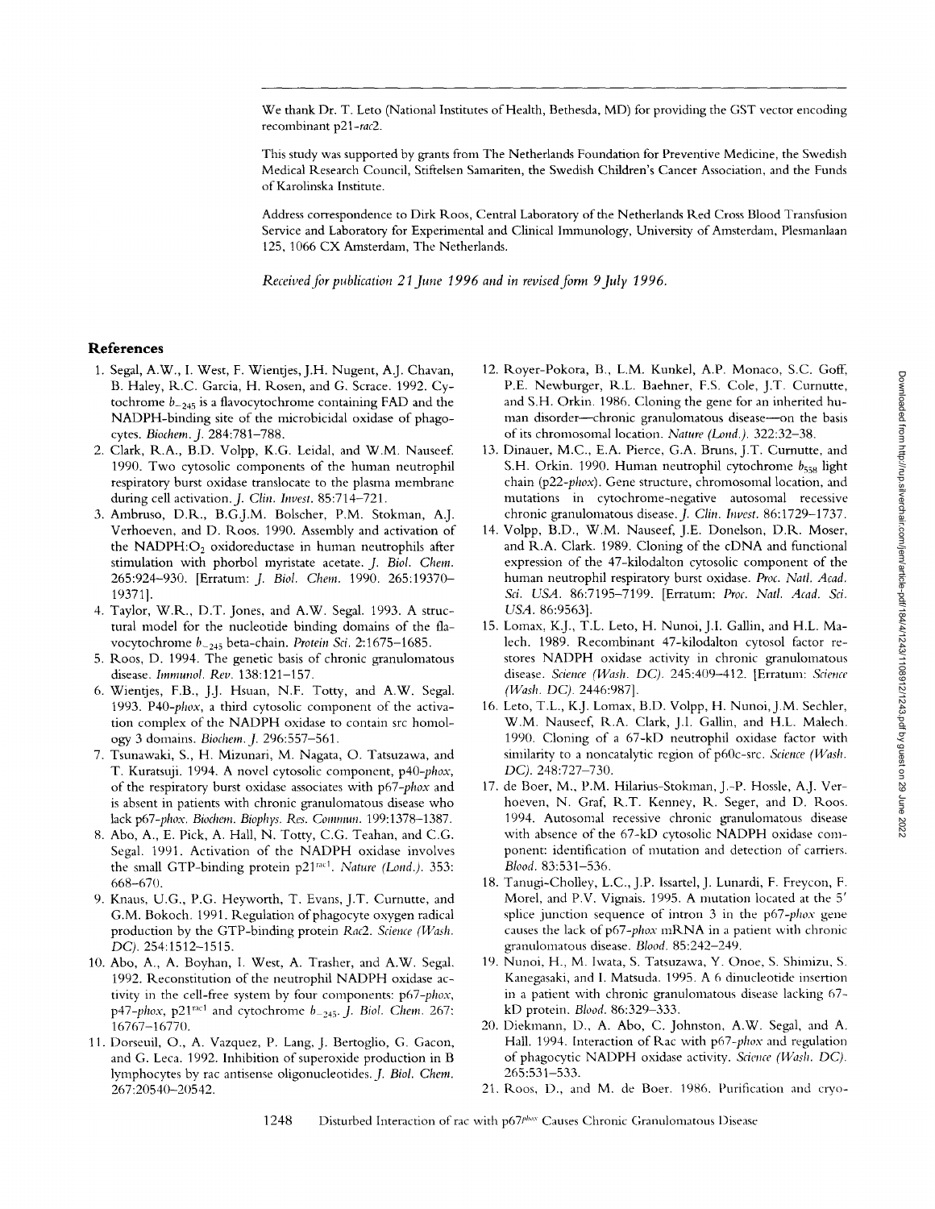We thank Dr. T. Leto (National Institutes of Health, Bethesda, MD) for providing the GST vector encoding recombinant p21-*rac*2.

This study was supported by grants from The Netherlands Foundation for Preventive Medicine, the Swedish Medical Research Council, Stiftelsen Samariten, the Swedish Children's Cancer Association, and the Funds of Karolinska Institute.

Address correspondence to Dirk Roos, Central Laboratory of the Netherlands Red Cross Blood Transfusion Service and Laboratory for Experimental and Clinical Immunology, University of Amsterdam, Plesmanlaan 125, 1066 CX Amsterdam, The Netherlands.

*Received for publication 21 June 1996 and in revised form 9 July 1996.*

## References

1. Segal, A.W., I. West, F. Wientjes, J.H. Nugent, A.J. Chavan, B. Haley, R.C. Garcia, H. Rosen, and G. Scrace. 1992. Cytochrome $b_{-245}$ is a flavocytochrome containing FAD and the NADPH-binding site of the microbicidal oxidase of phagocytes. *Biochem. J.* 284:781–788.
2. Clark, R.A., B.D. Volpp, K.G. Leidal, and W.M. Nauseef. 1990. Two cytosolic components of the human neutrophil respiratory burst oxidase translocate to the plasma membrane during cell activation. *J. Clin. Invest.* 85:714–721.
3. Ambruso, D.R., B.G.J.M. Bolscher, P.M. Stokman, A.J. Verhoeven, and D. Roos. 1990. Assembly and activation of the NADPH:$O_2$ oxidoreductase in human neutrophils after stimulation with phorbol myristate acetate. *J. Biol. Chem.* 265:924–930. [Erratum: *J. Biol. Chem.* 1990. 265:19370–19371].
4. Taylor, W.R., D.T. Jones, and A.W. Segal. 1993. A structural model for the nucleotide binding domains of the flavocytochrome $b_{-245}$ beta-chain. *Protein Sci.* 2:1675–1685.
5. Roos, D. 1994. The genetic basis of chronic granulomatous disease. *Immunol. Rev.* 138:121–157.
6. Wientjes, F.B., J.J. Hsuan, N.F. Totty, and A.W. Segal. 1993. P40-*phox*, a third cytosolic component of the activation complex of the NADPH oxidase to contain src homology 3 domains. *Biochem. J.* 296:557–561.
7. Tsunawaki, S., H. Mizunari, M. Nagata, O. Tatsuzawa, and T. Kuratsuji. 1994. A novel cytosolic component, p40-*phox*, of the respiratory burst oxidase associates with p67-*phox* and is absent in patients with chronic granulomatous disease who lack p67-*phox*. *Biochem. Biophys. Res. Commun.* 199:1378–1387.
8. Abo, A., E. Pick, A. Hall, N. Totty, C.G. Teahan, and C.G. Segal. 1991. Activation of the NADPH oxidase involves the small GTP-binding protein p21$^{rac1}$. *Nature (Lond.).* 353: 668–670.
9. Knaus, U.G., P.G. Heyworth, T. Evans, J.T. Curnutte, and G.M. Bokoch. 1991. Regulation of phagocyte oxygen radical production by the GTP-binding protein *Rac*2. *Science (Wash. DC).* 254:1512–1515.
10. Abo, A., A. Boyhan, I. West, A. Trasher, and A.W. Segal. 1992. Reconstitution of the neutrophil NADPH oxidase activity in the cell-free system by four components: p67-*phox*, p47-*phox*, p21$^{rac1}$ and cytochrome $b_{-245}$. *J. Biol. Chem.* 267: 16767–16770.
11. Dorseuil, O., A. Vazquez, P. Lang, J. Bertoglio, G. Gacon, and G. Leca. 1992. Inhibition of superoxide production in B lymphocytes by rac antisense oligonucleotides. *J. Biol. Chem.* 267:20540–20542.
12. Royer-Pokora, B., L.M. Kunkel, A.P. Monaco, S.C. Goff, P.E. Newburger, R.L. Baehner, F.S. Cole, J.T. Curnutte, and S.H. Orkin. 1986. Cloning the gene for an inherited human disorder—chronic granulomatous disease—on the basis of its chromosomal location. *Nature (Lond.).* 322:32–38.
13. Dinauer, M.C., E.A. Pierce, G.A. Bruns, J.T. Curnutte, and S.H. Orkin. 1990. Human neutrophil cytochrome $b_{558}$ light chain (p22-*phox*). Gene structure, chromosomal location, and mutations in cytochrome-negative autosomal recessive chronic granulomatous disease. *J. Clin. Invest.* 86:1729–1737.
14. Volpp, B.D., W.M. Nauseef, J.E. Donelson, D.R. Moser, and R.A. Clark. 1989. Cloning of the cDNA and functional expression of the 47-kilodalton cytosolic component of the human neutrophil respiratory burst oxidase. *Proc. Natl. Acad. Sci. USA.* 86:7195–7199. [Erratum: *Proc. Natl. Acad. Sci. USA.* 86:9563].
15. Lomax, K.J., T.L. Leto, H. Nunoi, J.I. Gallin, and H.L. Malech. 1989. Recombinant 47-kilodalton cytosol factor restores NADPH oxidase activity in chronic granulomatous disease. *Science (Wash. DC).* 245:409–412. [Erratum: *Science (Wash. DC).* 2446:987].
16. Leto, T.L., K.J. Lomax, B.D. Volpp, H. Nunoi, J.M. Sechler, W.M. Nauseef, R.A. Clark, J.I. Gallin, and H.L. Malech. 1990. Cloning of a 67-kD neutrophil oxidase factor with similarity to a noncatalytic region of p60c-src. *Science (Wash. DC).* 248:727–730.
17. de Boer, M., P.M. Hilarius-Stokman, J.-P. Hossle, A.J. Verhoeven, N. Graf, R.T. Kenney, R. Seger, and D. Roos. 1994. Autosomal recessive chronic granulomatous disease with absence of the 67-kD cytosolic NADPH oxidase component: identification of mutation and detection of carriers. *Blood.* 83:531–536.
18. Tanugi-Cholley, L.C., J.P. Issartel, J. Lunardi, F. Freycon, F. Morel, and P.V. Vignais. 1995. A mutation located at the 5′ splice junction sequence of intron 3 in the p67-*phox* gene causes the lack of p67-*phox* mRNA in a patient with chronic granulomatous disease. *Blood.* 85:242–249.
19. Nunoi, H., M. Iwata, S. Tatsuzawa, Y. Onoe, S. Shimizu, S. Kanegasaki, and I. Matsuda. 1995. A 6 dinucleotide insertion in a patient with chronic granulomatous disease lacking 67-kD protein. *Blood.* 86:329–333.
20. Diekmann, D., A. Abo, C. Johnston, A.W. Segal, and A. Hall. 1994. Interaction of Rac with p67-*phox* and regulation of phagocytic NADPH oxidase activity. *Science (Wash. DC).* 265:531–533.
21. Roos, D., and M. de Boer. 1986. Purification and cryo-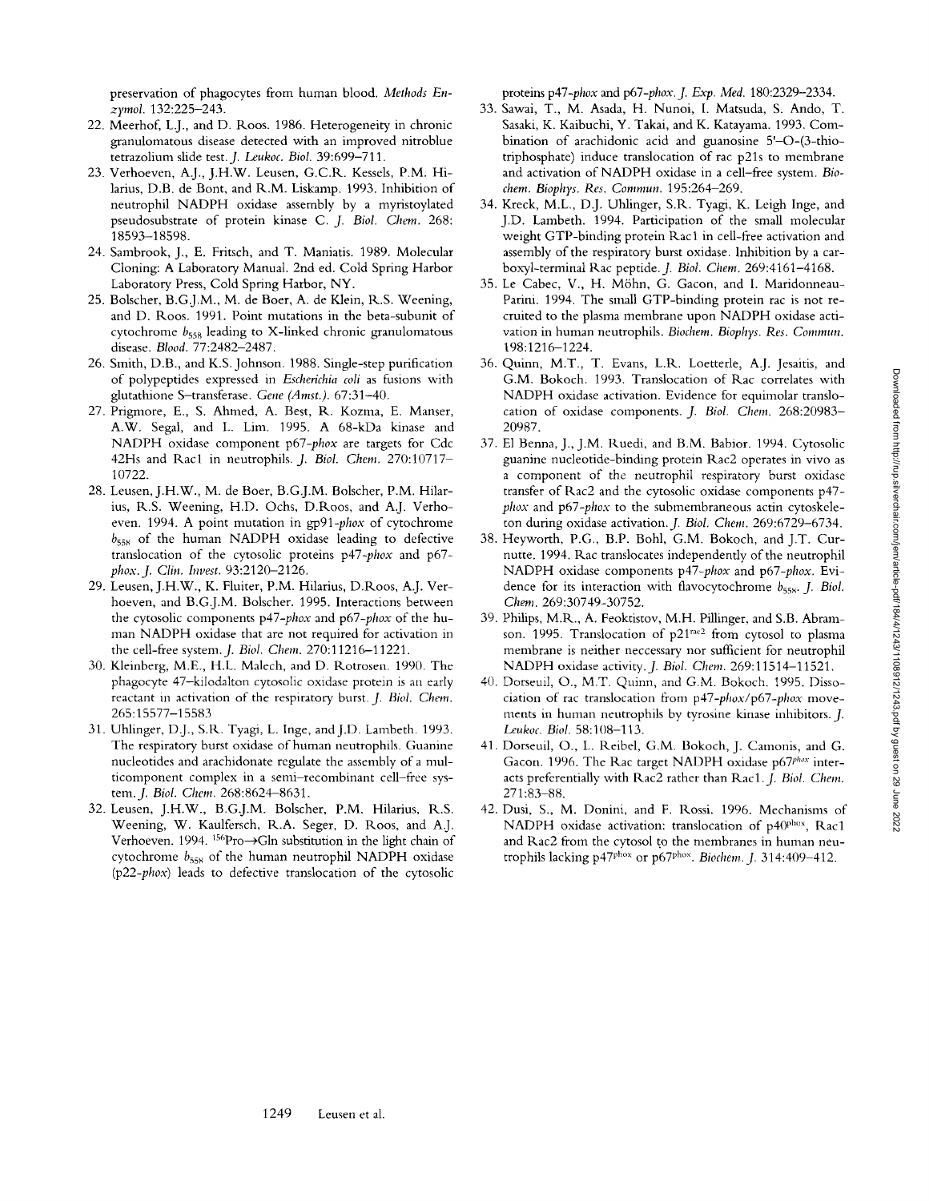preservation of phagocytes from human blood. *Methods Enzymol.* 132:225–243.

22. Meerhof, L.J., and D. Roos. 1986. Heterogeneity in chronic granulomatous disease detected with an improved nitroblue tetrazolium slide test. *J. Leukoc. Biol.* 39:699–711.
23. Verhoeven, A.J., J.H.W. Leusen, G.C.R. Kessels, P.M. Hilarius, D.B. de Bont, and R.M. Liskamp. 1993. Inhibition of neutrophil NADPH oxidase assembly by a myristoylated pseudosubstrate of protein kinase C. *J. Biol. Chem.* 268: 18593–18598.
24. Sambrook, J., E. Fritsch, and T. Maniatis. 1989. Molecular Cloning: A Laboratory Manual. 2nd ed. Cold Spring Harbor Laboratory Press, Cold Spring Harbor, NY.
25. Bolscher, B.G.J.M., M. de Boer, A. de Klein, R.S. Weening, and D. Roos. 1991. Point mutations in the beta-subunit of cytochrome $b_{558}$ leading to X-linked chronic granulomatous disease. *Blood.* 77:2482–2487.
26. Smith, D.B., and K.S. Johnson. 1988. Single-step purification of polypeptides expressed in *Escherichia coli* as fusions with glutathione S-transferase. *Gene (Amst.).* 67:31–40.
27. Prigmore, E., S. Ahmed, A. Best, R. Kozma, E. Manser, A.W. Segal, and L. Lim. 1995. A 68-kDa kinase and NADPH oxidase component p67-*phox* are targets for Cdc 42Hs and Rac1 in neutrophils. *J. Biol. Chem.* 270:10717–10722.
28. Leusen, J.H.W., M. de Boer, B.G.J.M. Bolscher, P.M. Hilarius, R.S. Weening, H.D. Ochs, D.Roos, and A.J. Verhoeven. 1994. A point mutation in gp91-*phox* of cytochrome $b_{558}$ of the human NADPH oxidase leading to defective translocation of the cytosolic proteins p47-*phox* and p67-*phox*. *J. Clin. Invest.* 93:2120–2126.
29. Leusen, J.H.W., K. Fluiter, P.M. Hilarius, D.Roos, A.J. Verhoeven, and B.G.J.M. Bolscher. 1995. Interactions between the cytosolic components p47-*phox* and p67-*phox* of the human NADPH oxidase that are not required for activation in the cell-free system. *J. Biol. Chem.* 270:11216–11221.
30. Kleinberg, M.E., H.L. Malech, and D. Rotrosen. 1990. The phagocyte 47-kilodalton cytosolic oxidase protein is an early reactant in activation of the respiratory burst. *J. Biol. Chem.* 265:15577–15583
31. Uhlinger, D.J., S.R. Tyagi, L. Inge, and J.D. Lambeth. 1993. The respiratory burst oxidase of human neutrophils. Guanine nucleotides and arachidonate regulate the assembly of a multicomponent complex in a semi-recombinant cell-free system. *J. Biol. Chem.* 268:8624–8631.
32. Leusen, J.H.W., B.G.J.M. Bolscher, P.M. Hilarius, R.S. Weening, W. Kaulfersch, R.A. Seger, D. Roos, and A.J. Verhoeven. 1994. $^{156}$Pro→Gln substitution in the light chain of cytochrome $b_{558}$ of the human neutrophil NADPH oxidase (p22-*phox*) leads to defective translocation of the cytosolic proteins p47-*phox* and p67-*phox*. *J. Exp. Med.* 180:2329–2334.
33. Sawai, T., M. Asada, H. Nunoi, I. Matsuda, S. Ando, T. Sasaki, K. Kaibuchi, Y. Takai, and K. Katayama. 1993. Combination of arachidonic acid and guanosine 5′-O-(3-thiotriphosphate) induce translocation of rac p21s to membrane and activation of NADPH oxidase in a cell-free system. *Biochem. Biophys. Res. Commun.* 195:264–269.
34. Kreck, M.L., D.J. Uhlinger, S.R. Tyagi, K. Leigh Inge, and J.D. Lambeth. 1994. Participation of the small molecular weight GTP-binding protein Rac1 in cell-free activation and assembly of the respiratory burst oxidase. Inhibition by a carboxyl-terminal Rac peptide. *J. Biol. Chem.* 269:4161–4168.
35. Le Cabec, V., H. Möhn, G. Gacon, and I. Maridonneau-Parini. 1994. The small GTP-binding protein rac is not recruited to the plasma membrane upon NADPH oxidase activation in human neutrophils. *Biochem. Biophys. Res. Commun.* 198:1216–1224.
36. Quinn, M.T., T. Evans, L.R. Loetterle, A.J. Jesaitis, and G.M. Bokoch. 1993. Translocation of Rac correlates with NADPH oxidase activation. Evidence for equimolar translocation of oxidase components. *J. Biol. Chem.* 268:20983–20987.
37. El Benna, J., J.M. Ruedi, and B.M. Babior. 1994. Cytosolic guanine nucleotide-binding protein Rac2 operates in vivo as a component of the neutrophil respiratory burst oxidase transfer of Rac2 and the cytosolic oxidase components p47-*phox* and p67-*phox* to the submembraneous actin cytoskeleton during oxidase activation. *J. Biol. Chem.* 269:6729–6734.
38. Heyworth, P.G., B.P. Bohl, G.M. Bokoch, and J.T. Curnutte. 1994. Rac translocates independently of the neutrophil NADPH oxidase components p47-*phox* and p67-*phox*. Evidence for its interaction with flavocytochrome $b_{558}$. *J. Biol. Chem.* 269:30749–30752.
39. Philips, M.R., A. Feoktistov, M.H. Pillinger, and S.B. Abramson. 1995. Translocation of p21$^{rac2}$ from cytosol to plasma membrane is neither neccessary nor sufficient for neutrophil NADPH oxidase activity. *J. Biol. Chem.* 269:11514–11521.
40. Dorseuil, O., M.T. Quinn, and G.M. Bokoch. 1995. Dissociation of rac translocation from p47-*phox*/p67-*phox* movements in human neutrophils by tyrosine kinase inhibitors. *J. Leukoc. Biol.* 58:108–113.
41. Dorseuil, O., L. Reibel, G.M. Bokoch, J. Camonis, and G. Gacon. 1996. The Rac target NADPH oxidase p67$^{phox}$ interacts preferentially with Rac2 rather than Rac1. *J. Biol. Chem.* 271:83–88.
42. Dusi, S., M. Donini, and F. Rossi. 1996. Mechanisms of NADPH oxidase activation: translocation of p40$^{phox}$, Rac1 and Rac2 from the cytosol to the membranes in human neutrophils lacking p47$^{phox}$ or p67$^{phox}$. *Biochem. J.* 314:409–412.